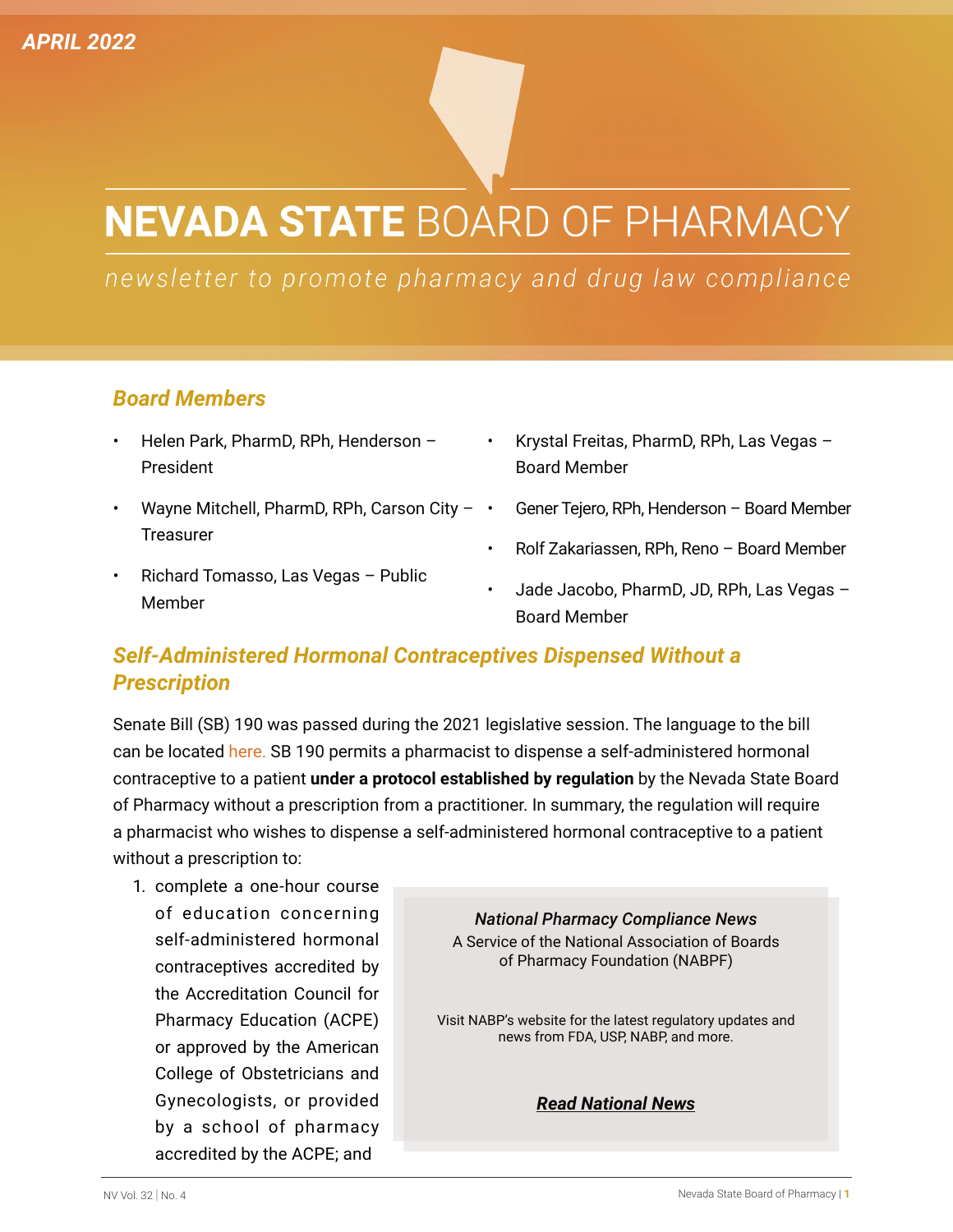APRIL 2022

# NEVADA STATE BOARD OF PHARMACY

*newsletter to promote pharmacy and drug law compliance*

## Board Members

- Helen Park, PharmD, RPh, Henderson – President
- Wayne Mitchell, PharmD, RPh, Carson City – Treasurer
- Richard Tomasso, Las Vegas – Public Member
- Krystal Freitas, PharmD, RPh, Las Vegas – Board Member
- Gener Tejero, RPh, Henderson – Board Member
- Rolf Zakariassen, RPh, Reno – Board Member
- Jade Jacobo, PharmD, JD, RPh, Las Vegas – Board Member

## Self-Administered Hormonal Contraceptives Dispensed Without a Prescription

Senate Bill (SB) 190 was passed during the 2021 legislative session. The language to the bill can be located here. SB 190 permits a pharmacist to dispense a self-administered hormonal contraceptive to a patient **under a protocol established by regulation** by the Nevada State Board of Pharmacy without a prescription from a practitioner. In summary, the regulation will require a pharmacist who wishes to dispense a self-administered hormonal contraceptive to a patient without a prescription to:

1. complete a one-hour course of education concerning self-administered hormonal contraceptives accredited by the Accreditation Council for Pharmacy Education (ACPE) or approved by the American College of Obstetricians and Gynecologists, or provided by a school of pharmacy accredited by the ACPE; and

> ***National Pharmacy Compliance News***
> A Service of the National Association of Boards of Pharmacy Foundation (NABPF)
>
> Visit NABP's website for the latest regulatory updates and news from FDA, USP, NABP, and more.
>
> ***Read National News***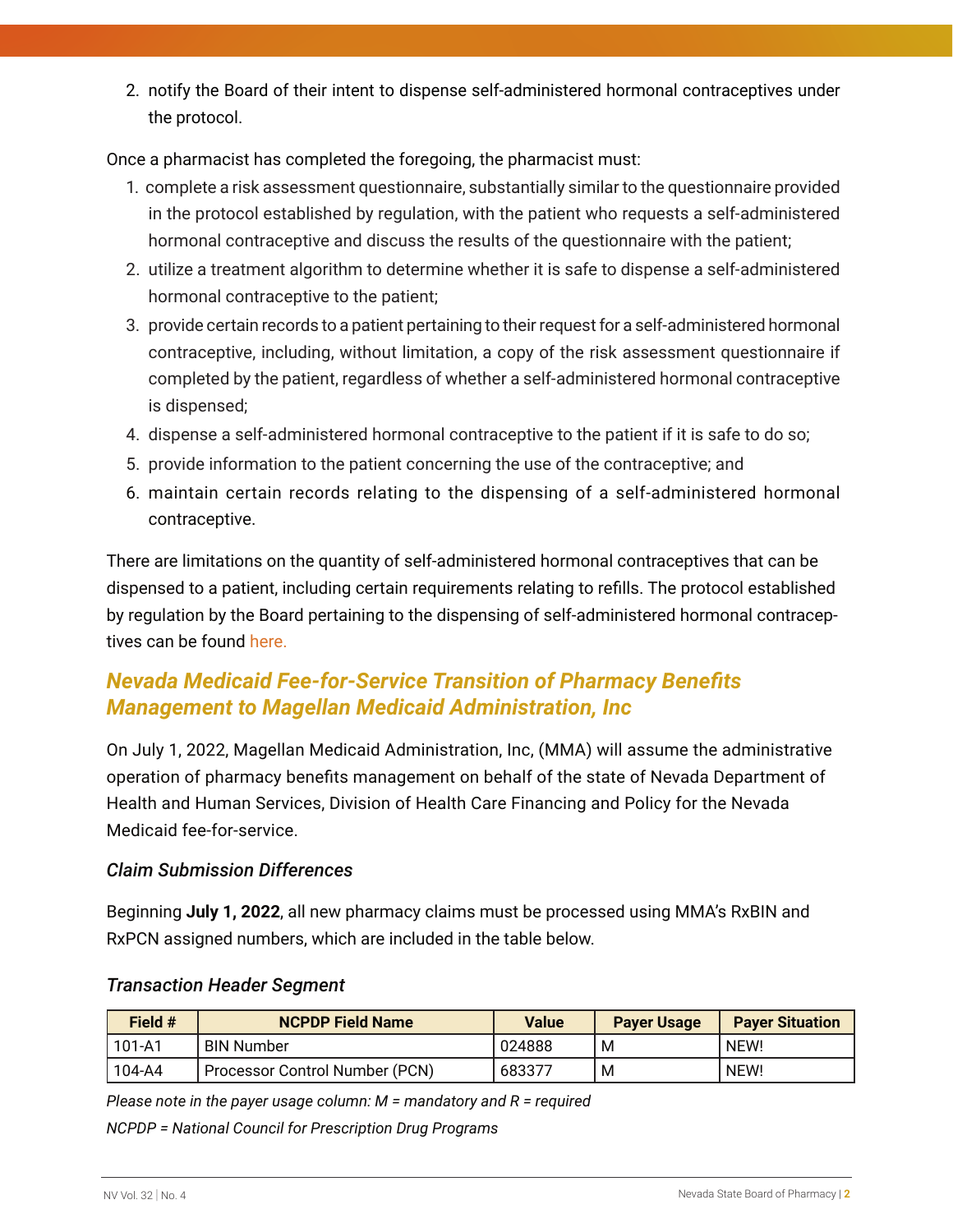2. notify the Board of their intent to dispense self-administered hormonal contraceptives under the protocol.

Once a pharmacist has completed the foregoing, the pharmacist must:

1. complete a risk assessment questionnaire, substantially similar to the questionnaire provided in the protocol established by regulation, with the patient who requests a self-administered hormonal contraceptive and discuss the results of the questionnaire with the patient;
2. utilize a treatment algorithm to determine whether it is safe to dispense a self-administered hormonal contraceptive to the patient;
3. provide certain records to a patient pertaining to their request for a self-administered hormonal contraceptive, including, without limitation, a copy of the risk assessment questionnaire if completed by the patient, regardless of whether a self-administered hormonal contraceptive is dispensed;
4. dispense a self-administered hormonal contraceptive to the patient if it is safe to do so;
5. provide information to the patient concerning the use of the contraceptive; and
6. maintain certain records relating to the dispensing of a self-administered hormonal contraceptive.

There are limitations on the quantity of self-administered hormonal contraceptives that can be dispensed to a patient, including certain requirements relating to refills. The protocol established by regulation by the Board pertaining to the dispensing of self-administered hormonal contraceptives can be found here.

## *Nevada Medicaid Fee-for-Service Transition of Pharmacy Benefits Management to Magellan Medicaid Administration, Inc*

On July 1, 2022, Magellan Medicaid Administration, Inc, (MMA) will assume the administrative operation of pharmacy benefits management on behalf of the state of Nevada Department of Health and Human Services, Division of Health Care Financing and Policy for the Nevada Medicaid fee-for-service.

### *Claim Submission Differences*

Beginning **July 1, 2022**, all new pharmacy claims must be processed using MMA's RxBIN and RxPCN assigned numbers, which are included in the table below.

### *Transaction Header Segment*

| Field # | NCPDP Field Name | Value | Payer Usage | Payer Situation |
|---|---|---|---|---|
| 101-A1 | BIN Number | 024888 | M | NEW! |
| 104-A4 | Processor Control Number (PCN) | 683377 | M | NEW! |

*Please note in the payer usage column: M = mandatory and R = required*

*NCPDP = National Council for Prescription Drug Programs*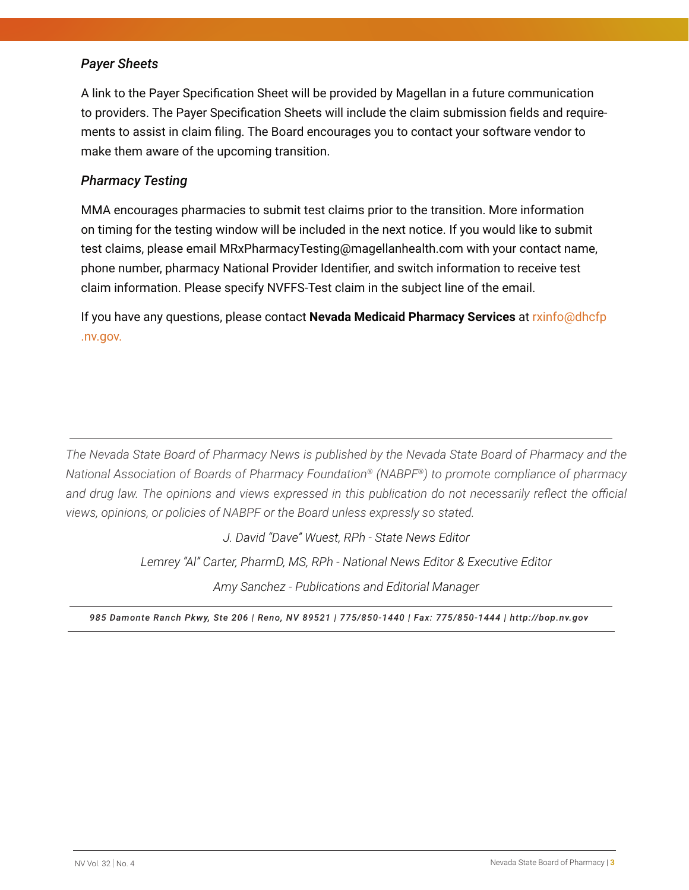### *Payer Sheets*

A link to the Payer Specification Sheet will be provided by Magellan in a future communication to providers. The Payer Specification Sheets will include the claim submission fields and requirements to assist in claim filing. The Board encourages you to contact your software vendor to make them aware of the upcoming transition.

### *Pharmacy Testing*

MMA encourages pharmacies to submit test claims prior to the transition. More information on timing for the testing window will be included in the next notice. If you would like to submit test claims, please email MRxPharmacyTesting@magellanhealth.com with your contact name, phone number, pharmacy National Provider Identifier, and switch information to receive test claim information. Please specify NVFFS-Test claim in the subject line of the email.

If you have any questions, please contact **Nevada Medicaid Pharmacy Services** at rxinfo@dhcfp.nv.gov.

---

*The Nevada State Board of Pharmacy News is published by the Nevada State Board of Pharmacy and the National Association of Boards of Pharmacy Foundation® (NABPF®) to promote compliance of pharmacy and drug law. The opinions and views expressed in this publication do not necessarily reflect the official views, opinions, or policies of NABPF or the Board unless expressly so stated.*

*J. David "Dave" Wuest, RPh - State News Editor*

*Lemrey "Al" Carter, PharmD, MS, RPh - National News Editor & Executive Editor*

*Amy Sanchez - Publications and Editorial Manager*

---

***985 Damonte Ranch Pkwy, Ste 206 | Reno, NV 89521 | 775/850-1440 | Fax: 775/850-1444 | http://bop.nv.gov***